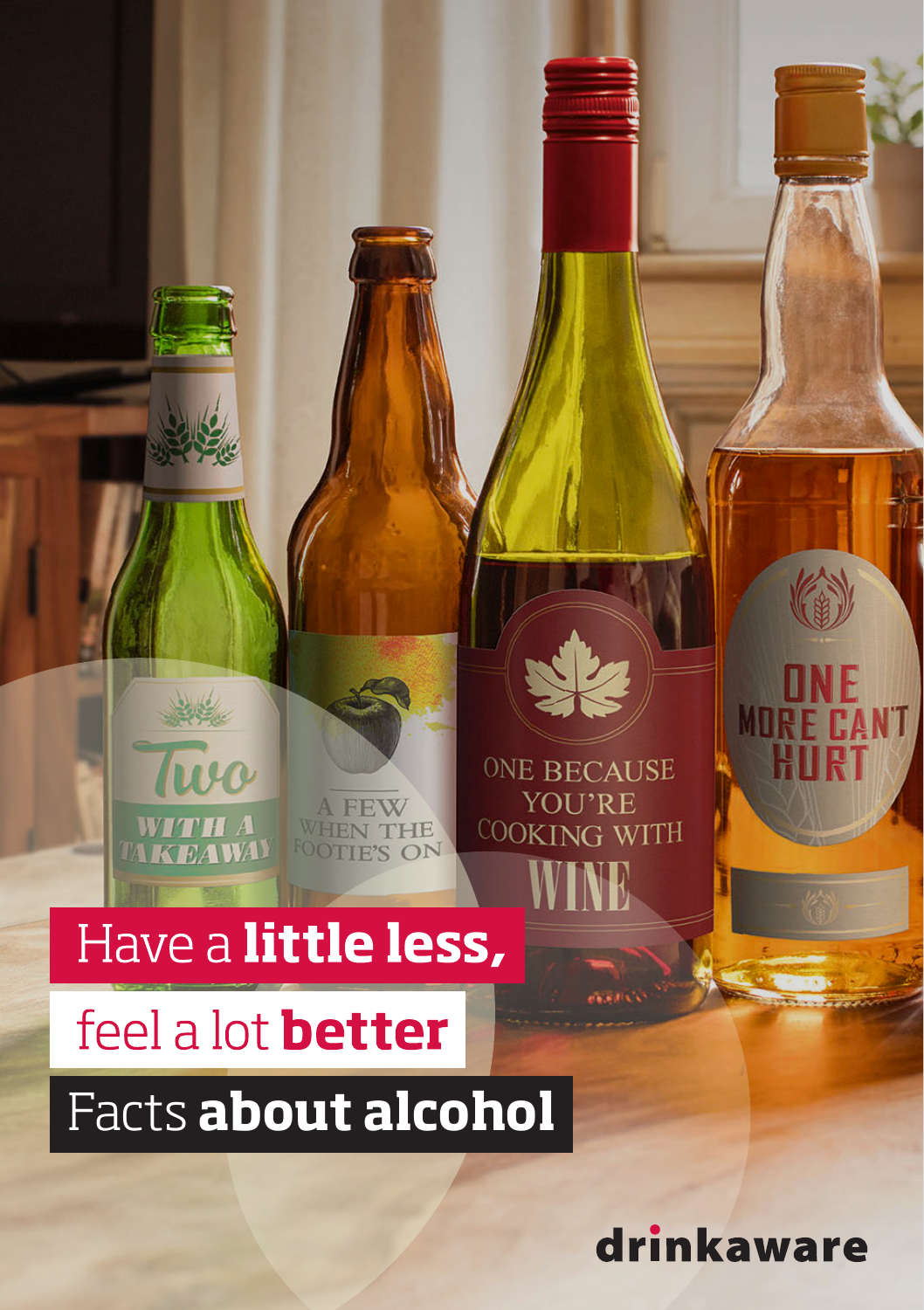# Have a **little less,** feel a lot **better**

## Facts **about alcohol**

drinkaware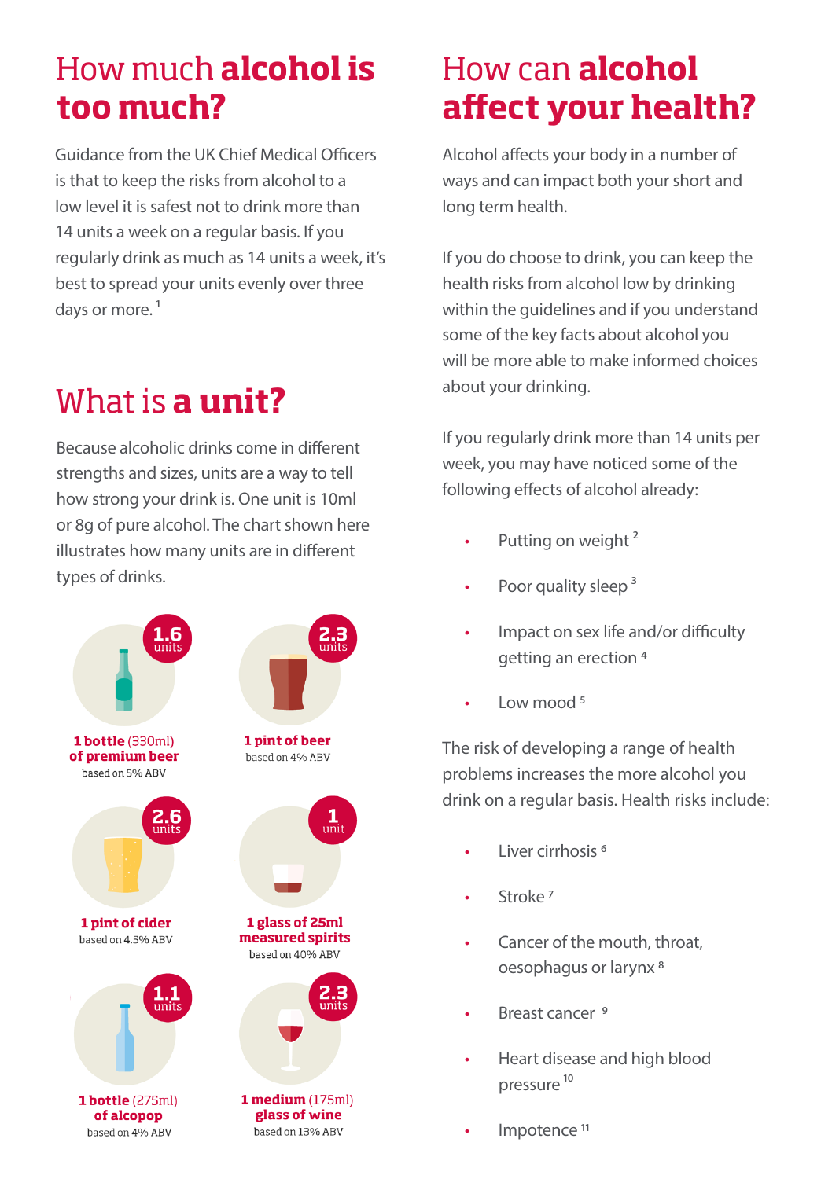# How much **alcohol is too much?**

Guidance from the UK Chief Medical Officers is that to keep the risks from alcohol to a low level it is safest not to drink more than 14 units a week on a regular basis. If you regularly drink as much as 14 units a week, it's best to spread your units evenly over three days or more. [1]

# What is **a unit?**

Because alcoholic drinks come in different strengths and sizes, units are a way to tell how strong your drink is. One unit is 10ml or 8g of pure alcohol. The chart shown here illustrates how many units are in different types of drinks.

**1.6 units** — **1 bottle** (330ml) **of premium beer** based on 5% ABV

**2.3 units** — **1 pint of beer** based on 4% ABV

**2.6 units** — **1 pint of cider** based on 4.5% ABV

**1 unit** — **1 glass of 25ml measured spirits** based on 40% ABV

**1.1 units** — **1 bottle** (275ml) **of alcopop** based on 4% ABV

**2.3 units** — **1 medium** (175ml) **glass of wine** based on 13% ABV

# How can **alcohol affect your health?**

Alcohol affects your body in a number of ways and can impact both your short and long term health.

If you do choose to drink, you can keep the health risks from alcohol low by drinking within the guidelines and if you understand some of the key facts about alcohol you will be more able to make informed choices about your drinking.

If you regularly drink more than 14 units per week, you may have noticed some of the following effects of alcohol already:

- Putting on weight [2]
- Poor quality sleep [3]
- Impact on sex life and/or difficulty getting an erection [4]
- Low mood [5]

The risk of developing a range of health problems increases the more alcohol you drink on a regular basis. Health risks include:

- Liver cirrhosis [6]
- Stroke [7]
- Cancer of the mouth, throat, oesophagus or larynx [8]
- Breast cancer [9]
- Heart disease and high blood pressure [10]
- Impotence [11]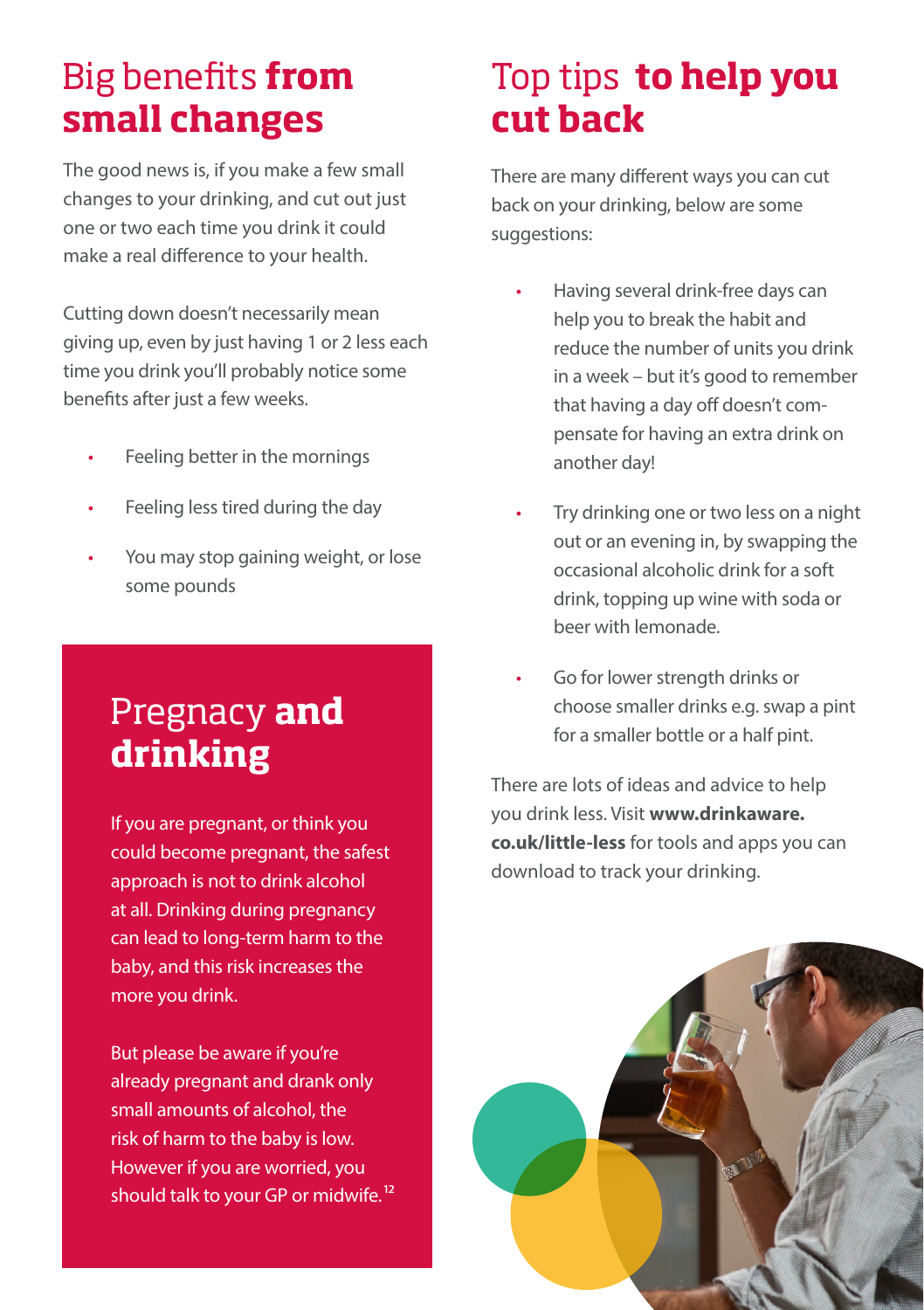# Big benefits **from small changes**

The good news is, if you make a few small changes to your drinking, and cut out just one or two each time you drink it could make a real difference to your health.

Cutting down doesn't necessarily mean giving up, even by just having 1 or 2 less each time you drink you'll probably notice some benefits after just a few weeks.

- Feeling better in the mornings
- Feeling less tired during the day
- You may stop gaining weight, or lose some pounds

## Pregnacy **and drinking**

If you are pregnant, or think you could become pregnant, the safest approach is not to drink alcohol at all. Drinking during pregnancy can lead to long-term harm to the baby, and this risk increases the more you drink.

But please be aware if you're already pregnant and drank only small amounts of alcohol, the risk of harm to the baby is low. However if you are worried, you should talk to your GP or midwife.[12]

# Top tips **to help you cut back**

There are many different ways you can cut back on your drinking, below are some suggestions:

- Having several drink-free days can help you to break the habit and reduce the number of units you drink in a week – but it's good to remember that having a day off doesn't compensate for having an extra drink on another day!
- Try drinking one or two less on a night out or an evening in, by swapping the occasional alcoholic drink for a soft drink, topping up wine with soda or beer with lemonade.
- Go for lower strength drinks or choose smaller drinks e.g. swap a pint for a smaller bottle or a half pint.

There are lots of ideas and advice to help you drink less. Visit **www.drinkaware.co.uk/little-less** for tools and apps you can download to track your drinking.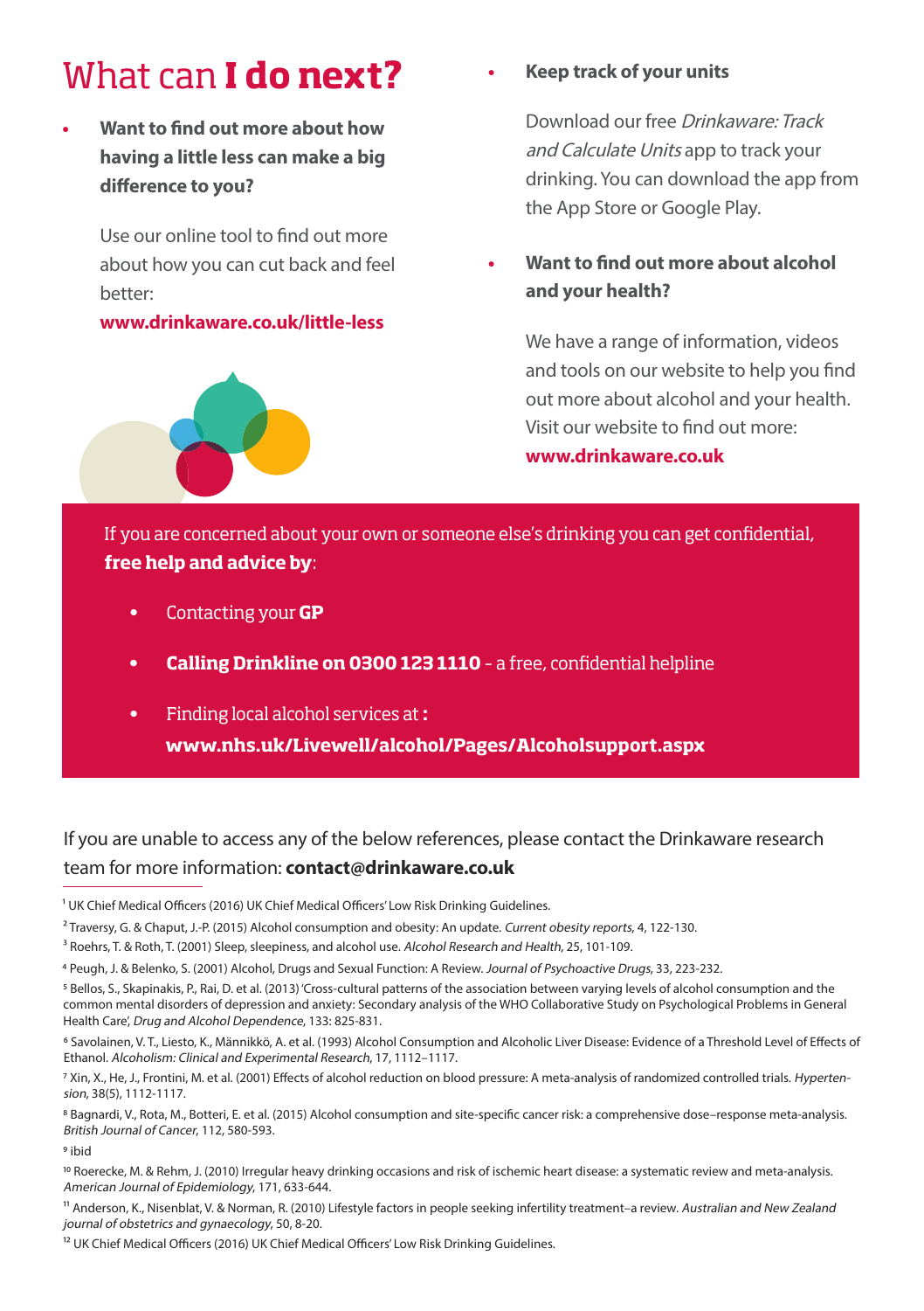# What can **I do next?**

- **Want to find out more about how having a little less can make a big difference to you?**

  Use our online tool to find out more about how you can cut back and feel better:
  **www.drinkaware.co.uk/little-less**

- **Keep track of your units**

  Download our free *Drinkaware: Track and Calculate Units* app to track your drinking. You can download the app from the App Store or Google Play.

- **Want to find out more about alcohol and your health?**

  We have a range of information, videos and tools on our website to help you find out more about alcohol and your health. Visit our website to find out more:
  **www.drinkaware.co.uk**

If you are concerned about your own or someone else's drinking you can get confidential, **free help and advice by**:

- Contacting your **GP**
- **Calling Drinkline on 0300 123 1110** - a free, confidential helpline
- Finding local alcohol services at **:**
  **www.nhs.uk/Livewell/alcohol/Pages/Alcoholsupport.aspx**

If you are unable to access any of the below references, please contact the Drinkaware research team for more information: **contact@drinkaware.co.uk**

[1] UK Chief Medical Officers (2016) UK Chief Medical Officers' Low Risk Drinking Guidelines.

[2] Traversy, G. & Chaput, J.-P. (2015) Alcohol consumption and obesity: An update. *Current obesity reports*, 4, 122-130.

[3] Roehrs, T. & Roth, T. (2001) Sleep, sleepiness, and alcohol use. *Alcohol Research and Health*, 25, 101-109.

[4] Peugh, J. & Belenko, S. (2001) Alcohol, Drugs and Sexual Function: A Review. *Journal of Psychoactive Drugs*, 33, 223-232.

[5] Bellos, S., Skapinakis, P., Rai, D. et al. (2013) 'Cross-cultural patterns of the association between varying levels of alcohol consumption and the common mental disorders of depression and anxiety: Secondary analysis of the WHO Collaborative Study on Psychological Problems in General Health Care', *Drug and Alcohol Dependence*, 133: 825-831.

[6] Savolainen, V. T., Liesto, K., Männikkö, A. et al. (1993) Alcohol Consumption and Alcoholic Liver Disease: Evidence of a Threshold Level of Effects of Ethanol. *Alcoholism: Clinical and Experimental Research*, 17, 1112–1117.

[7] Xin, X., He, J., Frontini, M. et al. (2001) Effects of alcohol reduction on blood pressure: A meta-analysis of randomized controlled trials. *Hypertension*, 38(5), 1112-1117.

[8] Bagnardi, V., Rota, M., Botteri, E. et al. (2015) Alcohol consumption and site-specific cancer risk: a comprehensive dose–response meta-analysis. *British Journal of Cancer*, 112, 580-593.

[9] ibid

[10] Roerecke, M. & Rehm, J. (2010) Irregular heavy drinking occasions and risk of ischemic heart disease: a systematic review and meta-analysis. *American Journal of Epidemiology*, 171, 633-644.

[11] Anderson, K., Nisenblat, V. & Norman, R. (2010) Lifestyle factors in people seeking infertility treatment–a review. *Australian and New Zealand journal of obstetrics and gynaecology*, 50, 8-20.

[12] UK Chief Medical Officers (2016) UK Chief Medical Officers' Low Risk Drinking Guidelines.